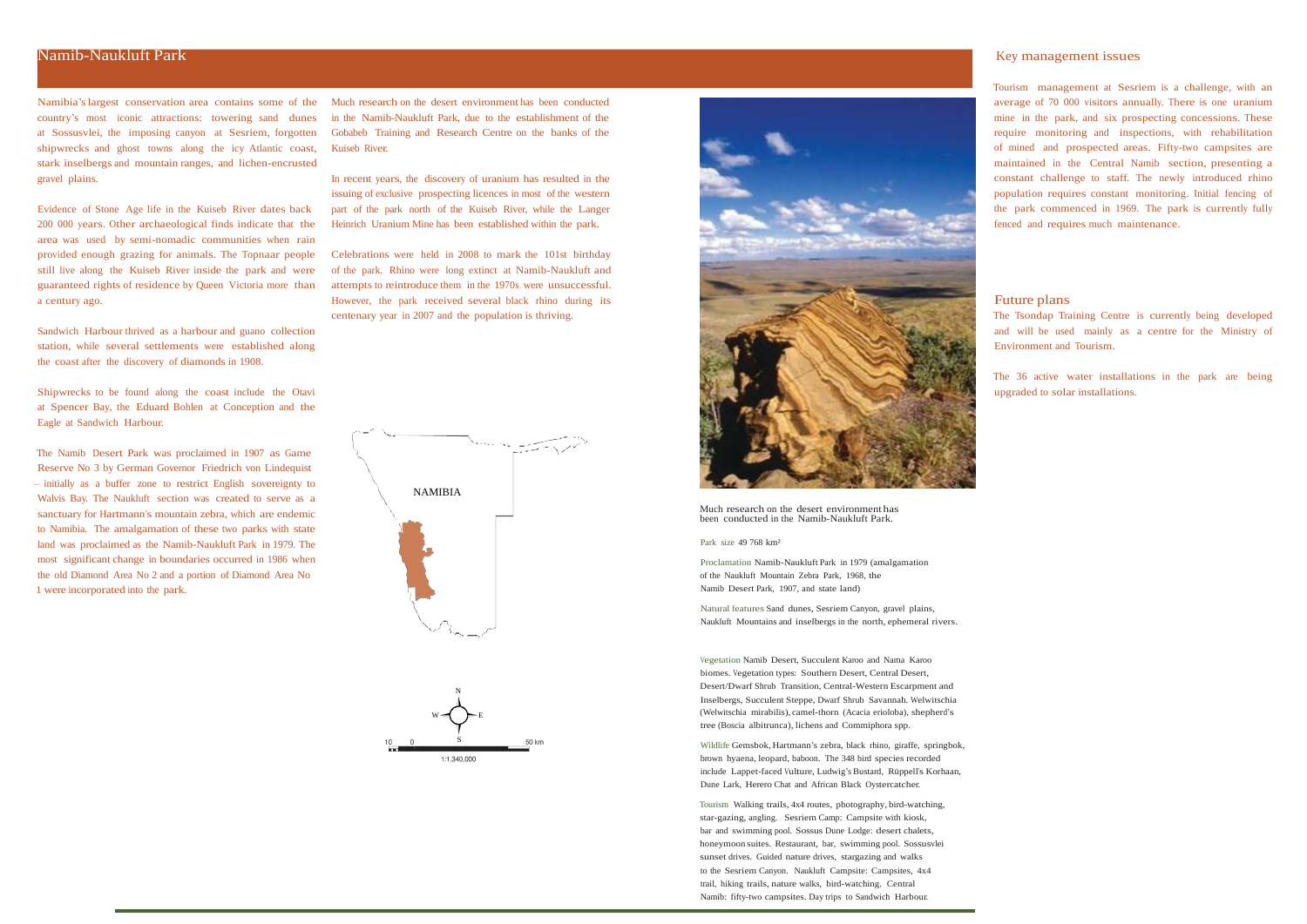# Namib-Naukluft Park

Namibia's largest conservation area contains some of the country's most iconic attractions: towering sand dunes at Sossusvlei, the imposing canyon at Sesriem, forgotten shipwrecks and ghost towns along the icy Atlantic coast, stark inselbergs and mountain ranges, and lichen-encrusted gravel plains.

Evidence of Stone Age life in the Kuiseb River dates back 200 000 years. Other archaeological finds indicate that the area was used by semi-nomadic communities when rain provided enough grazing for animals. The Topnaar people still live along the Kuiseb River inside the park and were guaranteed rights of residence by Queen Victoria more than a century ago.

Sandwich Harbour thrived as a harbour and guano collection station, while several settlements were established along the coast after the discovery of diamonds in 1908.

Shipwrecks to be found along the coast include the Otavi at Spencer Bay, the Eduard Bohlen at Conception and the Eagle at Sandwich Harbour.

The Namib Desert Park was proclaimed in 1907 as Game Reserve No 3 by German Governor Friedrich von Lindequist – initially as a buffer zone to restrict English sovereignty to Walvis Bay. The Naukluft section was created to serve as a sanctuary for Hartmann's mountain zebra, which are endemic to Namibia. The amalgamation of these two parks with state land was proclaimed as the Namib-Naukluft Park in 1979. The most significant change in boundaries occurred in 1986 when the old Diamond Area No 2 and a portion of Diamond Area No 1 were incorporated into the park.

Much research on the desert environment has been conducted in the Namib-Naukluft Park, due to the establishment of the Gobabeb Training and Research Centre on the banks of the Kuiseb River.

In recent years, the discovery of uranium has resulted in the issuing of exclusive prospecting licences in most of the western part of the park north of the Kuiseb River, while the Langer Heinrich Uranium Mine has been established within the park.

Celebrations were held in 2008 to mark the 101st birthday of the park. Rhino were long extinct at Namib-Naukluft and attempts to reintroduce them in the 1970s were unsuccessful. However, the park received several black rhino during its centenary year in 2007 and the population is thriving.

NAMIBIA

N, S, E, W

10 0 50 km

1:1,340,000

Much research on the desert environment has been conducted in the Namib-Naukluft Park.

Park size 49 768 km²

Proclamation Namib-Naukluft Park in 1979 (amalgamation of the Naukluft Mountain Zebra Park, 1968, the Namib Desert Park, 1907, and state land)

Natural features Sand dunes, Sesriem Canyon, gravel plains, Naukluft Mountains and inselbergs in the north, ephemeral rivers.

Vegetation Namib Desert, Succulent Karoo and Nama Karoo biomes. Vegetation types: Southern Desert, Central Desert, Desert/Dwarf Shrub Transition, Central-Western Escarpment and Inselbergs, Succulent Steppe, Dwarf Shrub Savannah. Welwitschia (Welwitschia mirabilis), camel-thorn (Acacia erioloba), shepherd's tree (Boscia albitrunca), lichens and Commiphora spp.

Wildlife Gemsbok, Hartmann's zebra, black rhino, giraffe, springbok, brown hyaena, leopard, baboon. The 348 bird species recorded include Lappet-faced Vulture, Ludwig's Bustard, Rüppell's Korhaan, Dune Lark, Herero Chat and African Black Oystercatcher.

Tourism Walking trails, 4x4 routes, photography, bird-watching, star-gazing, angling. Sesriem Camp: Campsite with kiosk, bar and swimming pool. Sossus Dune Lodge: desert chalets, honeymoon suites. Restaurant, bar, swimming pool. Sossusvlei sunset drives. Guided nature drives, stargazing and walks to the Sesriem Canyon. Naukluft Campsite: Campsites, 4x4 trail, hiking trails, nature walks, bird-watching. Central Namib: fifty-two campsites. Day trips to Sandwich Harbour.

## Key management issues

Tourism management at Sesriem is a challenge, with an average of 70 000 visitors annually. There is one uranium mine in the park, and six prospecting concessions. These require monitoring and inspections, with rehabilitation of mined and prospected areas. Fifty-two campsites are maintained in the Central Namib section, presenting a constant challenge to staff. The newly introduced rhino population requires constant monitoring. Initial fencing of the park commenced in 1969. The park is currently fully fenced and requires much maintenance.

## Future plans

The Tsondap Training Centre is currently being developed and will be used mainly as a centre for the Ministry of Environment and Tourism.

The 36 active water installations in the park are being upgraded to solar installations.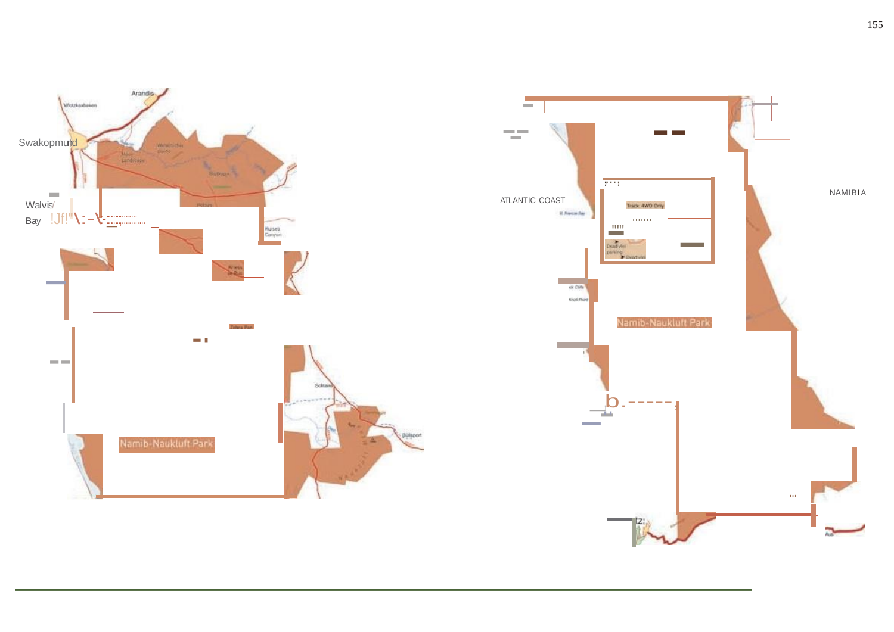Swakopmund

Walvis Bay

ATLANTIC COAST

NAMIBIA

Namib-Naukluft Park

Namib-Naukluft Park